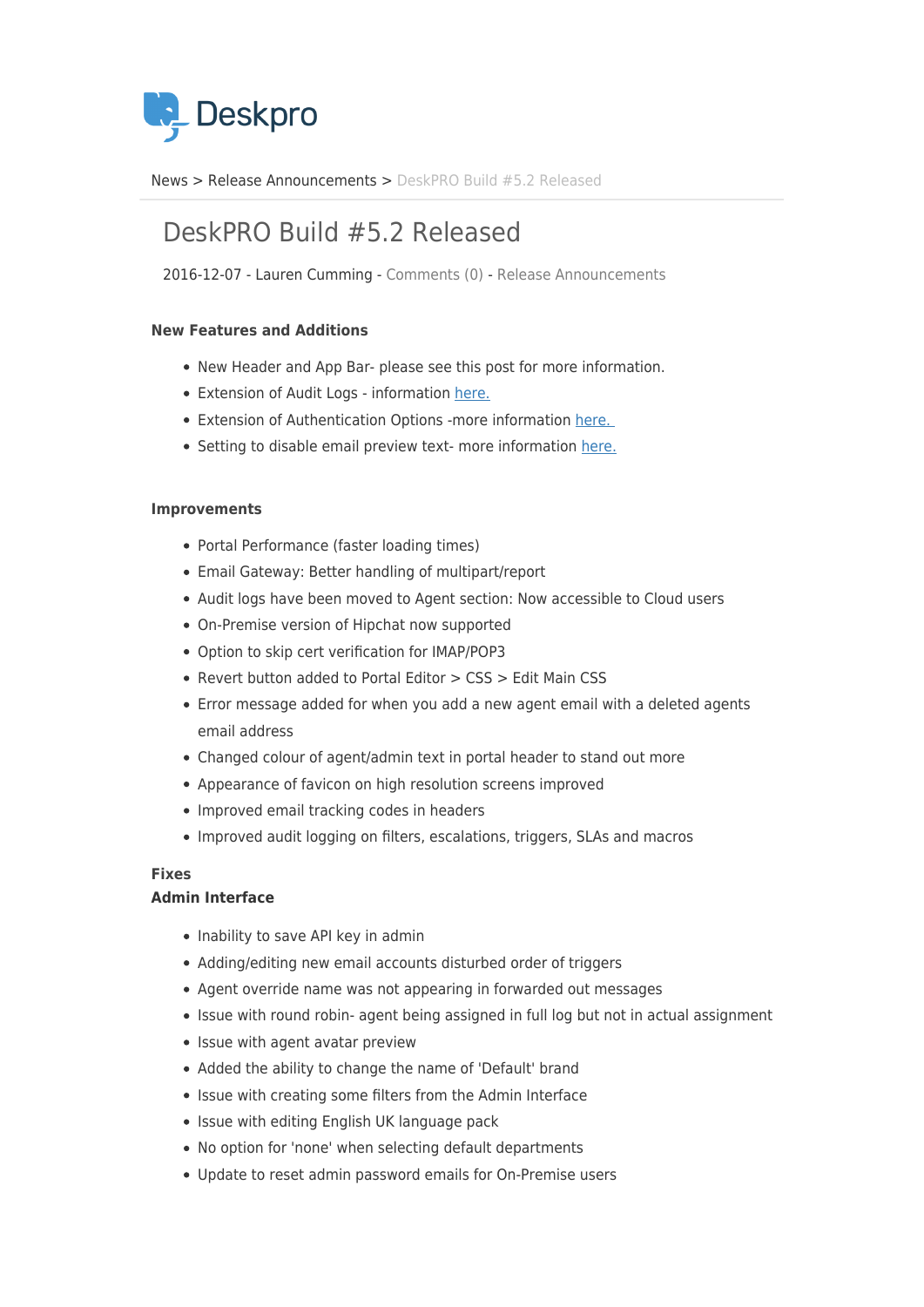Deskpro

News > Release Announcements > DeskPRO Build #5.2 Released

# DeskPRO Build #5.2 Released

2016-12-07 - Lauren Cumming - Comments (0) - Release Announcements

**New Features and Additions**

- New Header and App Bar- please see this post for more information.
- Extension of Audit Logs - information here.
- Extension of Authentication Options -more information here.
- Setting to disable email preview text- more information here.

**Improvements**

- Portal Performance (faster loading times)
- Email Gateway: Better handling of multipart/report
- Audit logs have been moved to Agent section: Now accessible to Cloud users
- On-Premise version of Hipchat now supported
- Option to skip cert verification for IMAP/POP3
- Revert button added to Portal Editor > CSS > Edit Main CSS
- Error message added for when you add a new agent email with a deleted agents email address
- Changed colour of agent/admin text in portal header to stand out more
- Appearance of favicon on high resolution screens improved
- Improved email tracking codes in headers
- Improved audit logging on filters, escalations, triggers, SLAs and macros

**Fixes**
**Admin Interface**

- Inability to save API key in admin
- Adding/editing new email accounts disturbed order of triggers
- Agent override name was not appearing in forwarded out messages
- Issue with round robin- agent being assigned in full log but not in actual assignment
- Issue with agent avatar preview
- Added the ability to change the name of 'Default' brand
- Issue with creating some filters from the Admin Interface
- Issue with editing English UK language pack
- No option for 'none' when selecting default departments
- Update to reset admin password emails for On-Premise users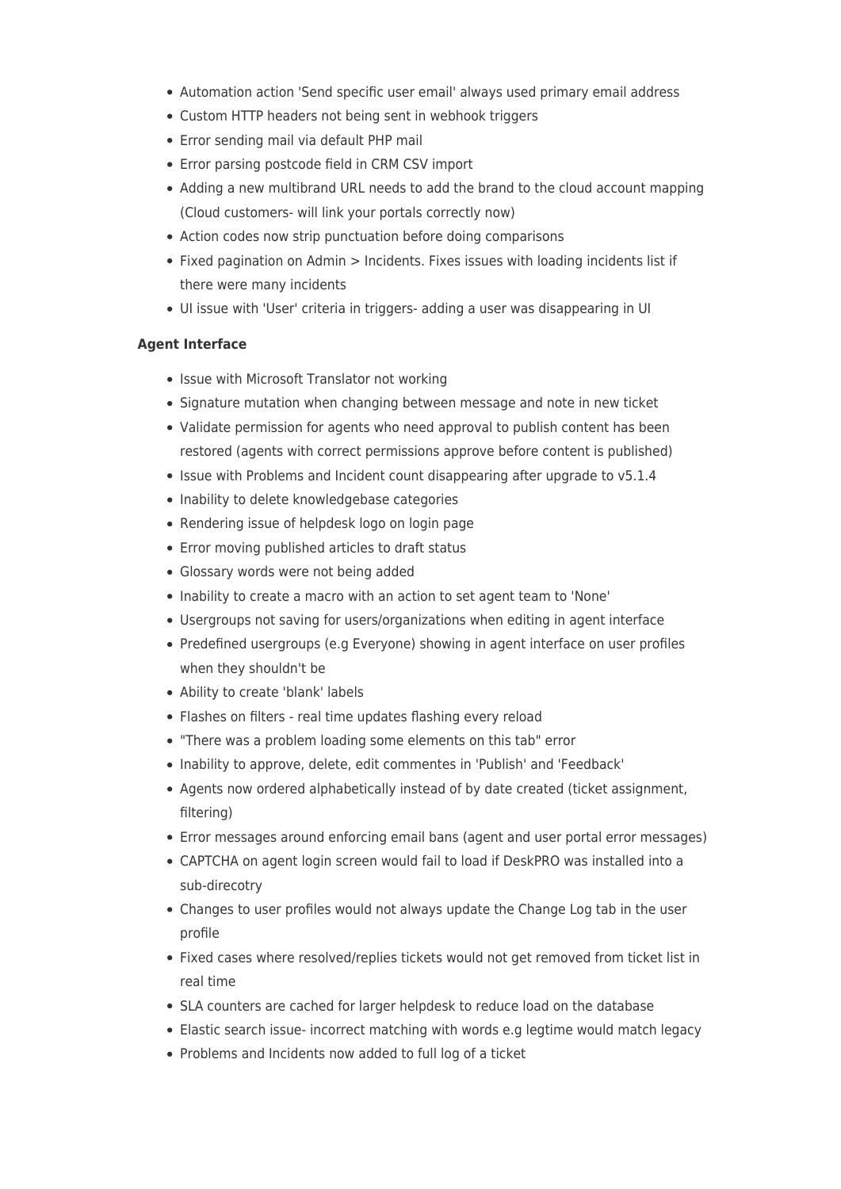- Automation action 'Send specific user email' always used primary email address
- Custom HTTP headers not being sent in webhook triggers
- Error sending mail via default PHP mail
- Error parsing postcode field in CRM CSV import
- Adding a new multibrand URL needs to add the brand to the cloud account mapping (Cloud customers- will link your portals correctly now)
- Action codes now strip punctuation before doing comparisons
- Fixed pagination on Admin > Incidents. Fixes issues with loading incidents list if there were many incidents
- UI issue with 'User' criteria in triggers- adding a user was disappearing in UI

**Agent Interface**

- Issue with Microsoft Translator not working
- Signature mutation when changing between message and note in new ticket
- Validate permission for agents who need approval to publish content has been restored (agents with correct permissions approve before content is published)
- Issue with Problems and Incident count disappearing after upgrade to v5.1.4
- Inability to delete knowledgebase categories
- Rendering issue of helpdesk logo on login page
- Error moving published articles to draft status
- Glossary words were not being added
- Inability to create a macro with an action to set agent team to 'None'
- Usergroups not saving for users/organizations when editing in agent interface
- Predefined usergroups (e.g Everyone) showing in agent interface on user profiles when they shouldn't be
- Ability to create 'blank' labels
- Flashes on filters - real time updates flashing every reload
- "There was a problem loading some elements on this tab" error
- Inability to approve, delete, edit commentes in 'Publish' and 'Feedback'
- Agents now ordered alphabetically instead of by date created (ticket assignment, filtering)
- Error messages around enforcing email bans (agent and user portal error messages)
- CAPTCHA on agent login screen would fail to load if DeskPRO was installed into a sub-direcotry
- Changes to user profiles would not always update the Change Log tab in the user profile
- Fixed cases where resolved/replies tickets would not get removed from ticket list in real time
- SLA counters are cached for larger helpdesk to reduce load on the database
- Elastic search issue- incorrect matching with words e.g legtime would match legacy
- Problems and Incidents now added to full log of a ticket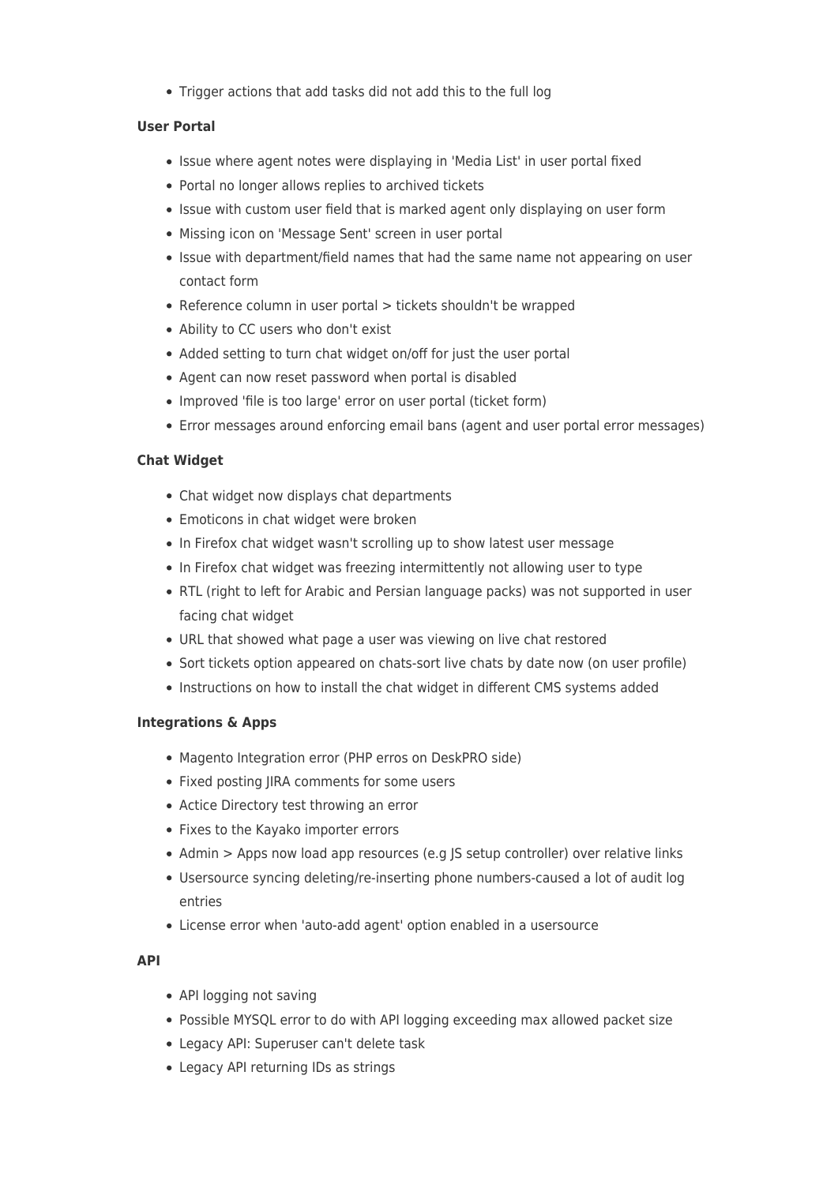- Trigger actions that add tasks did not add this to the full log

**User Portal**

- Issue where agent notes were displaying in 'Media List' in user portal fixed
- Portal no longer allows replies to archived tickets
- Issue with custom user field that is marked agent only displaying on user form
- Missing icon on 'Message Sent' screen in user portal
- Issue with department/field names that had the same name not appearing on user contact form
- Reference column in user portal > tickets shouldn't be wrapped
- Ability to CC users who don't exist
- Added setting to turn chat widget on/off for just the user portal
- Agent can now reset password when portal is disabled
- Improved 'file is too large' error on user portal (ticket form)
- Error messages around enforcing email bans (agent and user portal error messages)

**Chat Widget**

- Chat widget now displays chat departments
- Emoticons in chat widget were broken
- In Firefox chat widget wasn't scrolling up to show latest user message
- In Firefox chat widget was freezing intermittently not allowing user to type
- RTL (right to left for Arabic and Persian language packs) was not supported in user facing chat widget
- URL that showed what page a user was viewing on live chat restored
- Sort tickets option appeared on chats-sort live chats by date now (on user profile)
- Instructions on how to install the chat widget in different CMS systems added

**Integrations & Apps**

- Magento Integration error (PHP erros on DeskPRO side)
- Fixed posting JIRA comments for some users
- Actice Directory test throwing an error
- Fixes to the Kayako importer errors
- Admin > Apps now load app resources (e.g JS setup controller) over relative links
- Usersource syncing deleting/re-inserting phone numbers-caused a lot of audit log entries
- License error when 'auto-add agent' option enabled in a usersource

**API**

- API logging not saving
- Possible MYSQL error to do with API logging exceeding max allowed packet size
- Legacy API: Superuser can't delete task
- Legacy API returning IDs as strings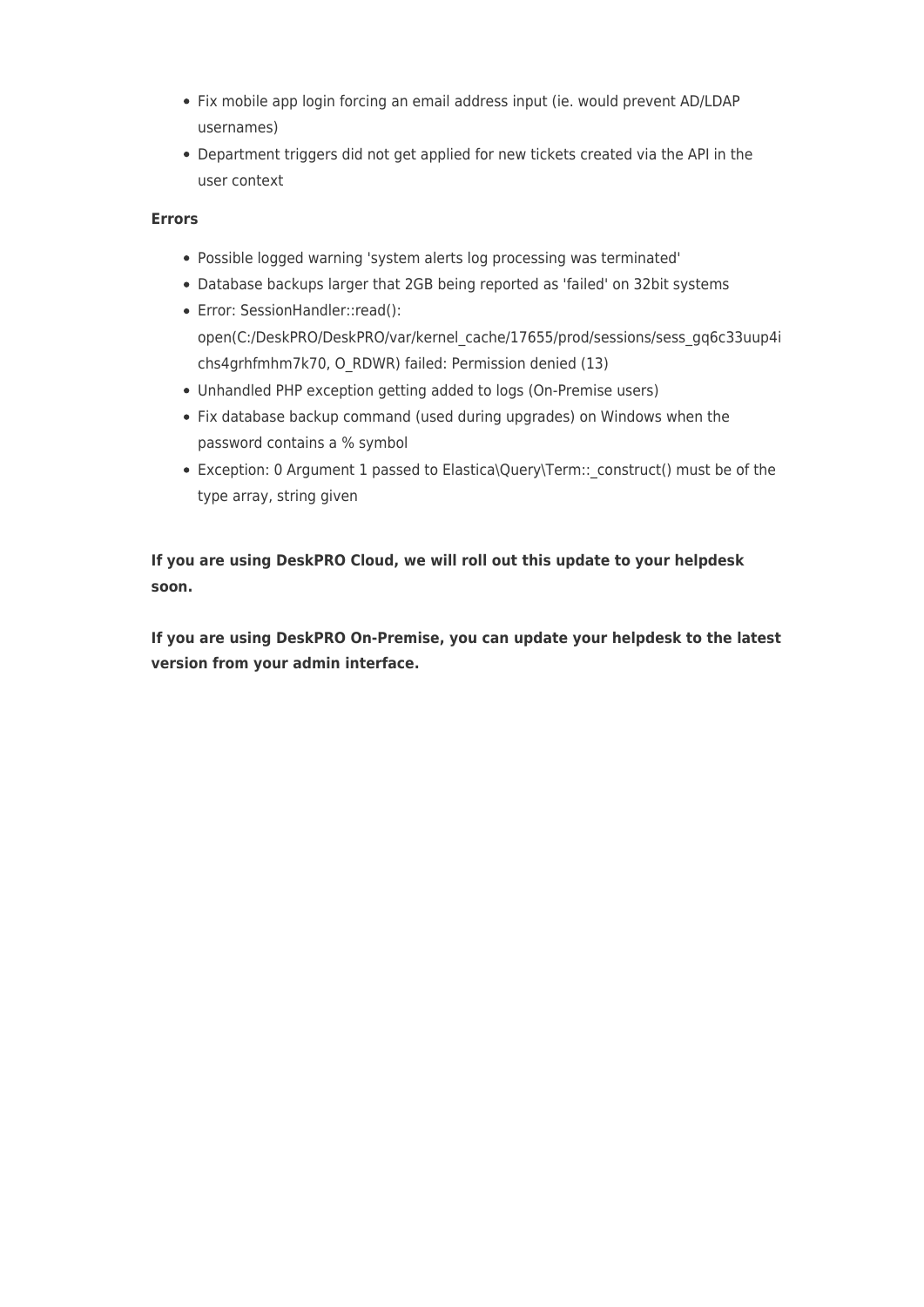- Fix mobile app login forcing an email address input (ie. would prevent AD/LDAP usernames)
- Department triggers did not get applied for new tickets created via the API in the user context

**Errors**

- Possible logged warning 'system alerts log processing was terminated'
- Database backups larger that 2GB being reported as 'failed' on 32bit systems
- Error: SessionHandler::read(): open(C:/DeskPRO/DeskPRO/var/kernel_cache/17655/prod/sessions/sess_gq6c33uup4ichs4grhfmhm7k70, O_RDWR) failed: Permission denied (13)
- Unhandled PHP exception getting added to logs (On-Premise users)
- Fix database backup command (used during upgrades) on Windows when the password contains a % symbol
- Exception: 0 Argument 1 passed to Elastica\Query\Term::_construct() must be of the type array, string given

**If you are using DeskPRO Cloud, we will roll out this update to your helpdesk soon.**

**If you are using DeskPRO On-Premise, you can update your helpdesk to the latest version from your admin interface.**